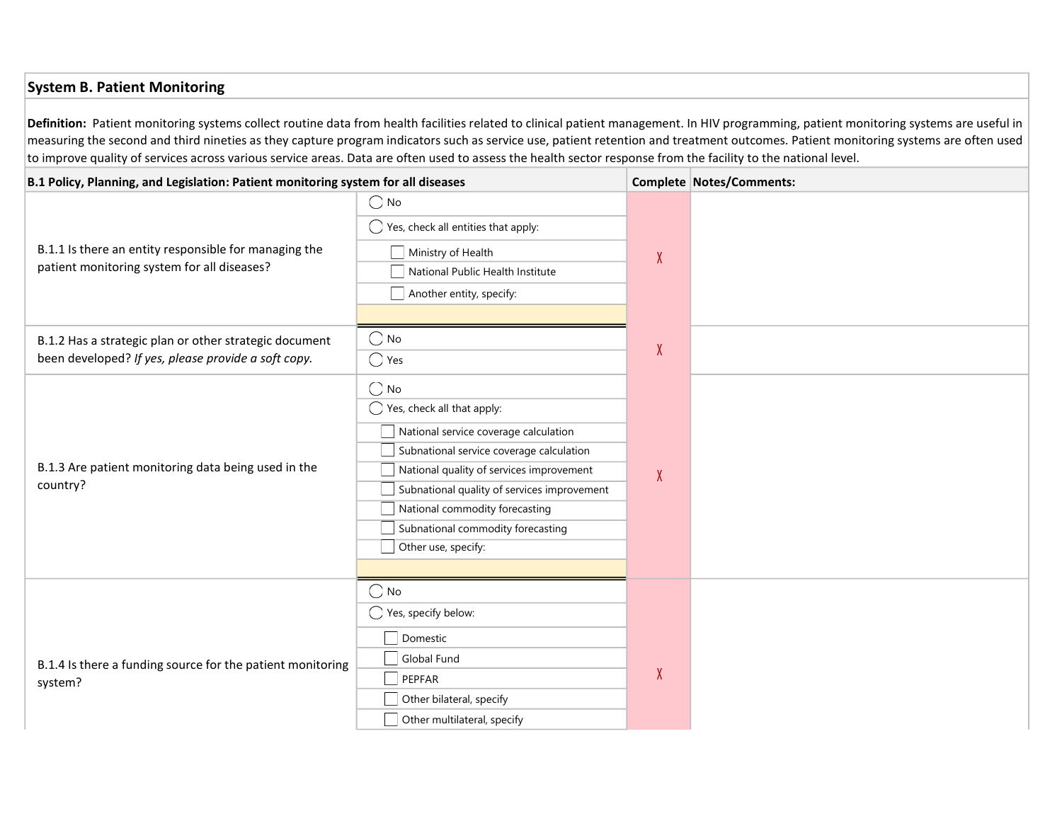## System B. Patient Monitoring

**Definition:** Patient monitoring systems collect routine data from health facilities related to clinical patient management. In HIV programming, patient monitoring systems are useful in measuring the second and third nineties as they capture program indicators such as service use, patient retention and treatment outcomes. Patient monitoring systems are often used to improve quality of services across various service areas. Data are often used to assess the health sector response from the facility to the national level.

| B.1 Policy, Planning, and Legislation: Patient monitoring system for all diseases | | Complete | Notes/Comments: |
|---|---|---|---|
| B.1.1 Is there an entity responsible for managing the patient monitoring system for all diseases? | ◯ No<br>◯ Yes, check all entities that apply:<br>☐ Ministry of Health<br>☐ National Public Health Institute<br>☐ Another entity, specify: | X | |
| B.1.2 Has a strategic plan or other strategic document been developed? *If yes, please provide a soft copy.* | ◯ No<br>◯ Yes | X | |
| B.1.3 Are patient monitoring data being used in the country? | ◯ No<br>◯ Yes, check all that apply:<br>☐ National service coverage calculation<br>☐ Subnational service coverage calculation<br>☐ National quality of services improvement<br>☐ Subnational quality of services improvement<br>☐ National commodity forecasting<br>☐ Subnational commodity forecasting<br>☐ Other use, specify: | X | |
| B.1.4 Is there a funding source for the patient monitoring system? | ◯ No<br>◯ Yes, specify below:<br>☐ Domestic<br>☐ Global Fund<br>☐ PEPFAR<br>☐ Other bilateral, specify<br>☐ Other multilateral, specify | X | |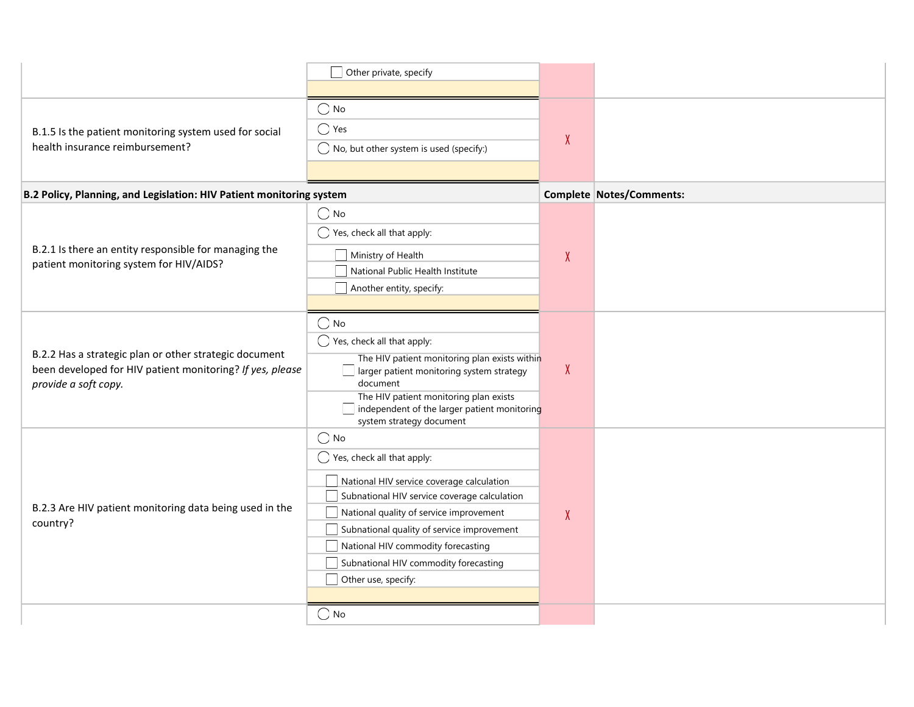| | | | |
|---|---|---|---|
| | ☐ Other private, specify | | |
| B.1.5 Is the patient monitoring system used for social health insurance reimbursement? | ◯ No<br>◯ Yes<br>◯ No, but other system is used (specify:) | X | |
| **B.2 Policy, Planning, and Legislation: HIV Patient monitoring system** | | **Complete** | **Notes/Comments:** |
| B.2.1 Is there an entity responsible for managing the patient monitoring system for HIV/AIDS? | ◯ No<br>◯ Yes, check all that apply:<br>☐ Ministry of Health<br>☐ National Public Health Institute<br>☐ Another entity, specify: | X | |
| B.2.2 Has a strategic plan or other strategic document been developed for HIV patient monitoring? *If yes, please provide a soft copy.* | ◯ No<br>◯ Yes, check all that apply:<br>☐ The HIV patient monitoring plan exists within larger patient monitoring system strategy document<br>☐ The HIV patient monitoring plan exists independent of the larger patient monitoring system strategy document | X | |
| B.2.3 Are HIV patient monitoring data being used in the country? | ◯ No<br>◯ Yes, check all that apply:<br>☐ National HIV service coverage calculation<br>☐ Subnational HIV service coverage calculation<br>☐ National quality of service improvement<br>☐ Subnational quality of service improvement<br>☐ National HIV commodity forecasting<br>☐ Subnational HIV commodity forecasting<br>☐ Other use, specify: | X | |
| | ◯ No | | |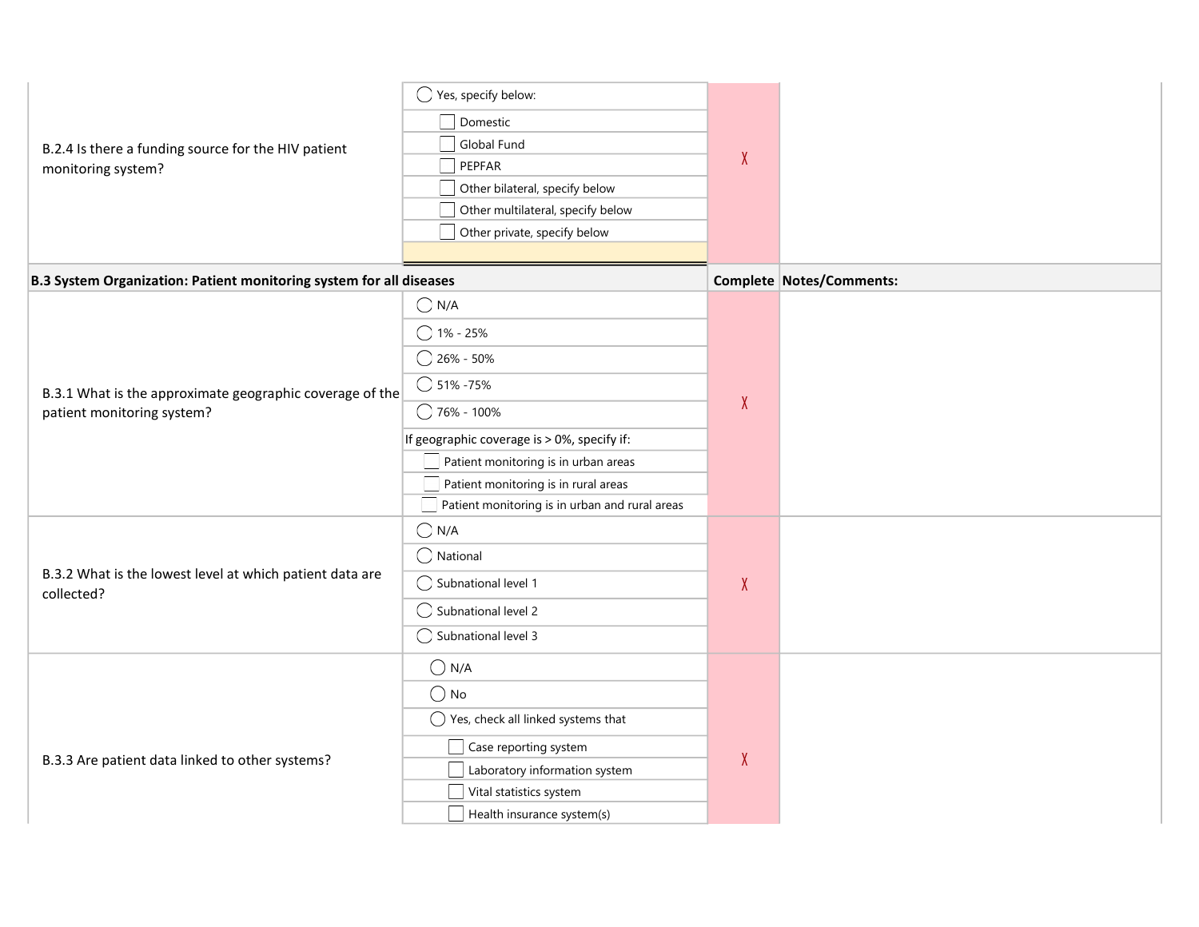| | | | |
|---|---|---|---|
| B.2.4 Is there a funding source for the HIV patient monitoring system? | ◯ Yes, specify below:<br>☐ Domestic<br>☐ Global Fund<br>☐ PEPFAR<br>☐ Other bilateral, specify below<br>☐ Other multilateral, specify below<br>☐ Other private, specify below | X | |
| **B.3 System Organization: Patient monitoring system for all diseases** | | **Complete** | **Notes/Comments:** |
| B.3.1 What is the approximate geographic coverage of the patient monitoring system? | ◯ N/A<br>◯ 1% - 25%<br>◯ 26% - 50%<br>◯ 51% -75%<br>◯ 76% - 100%<br>If geographic coverage is > 0%, specify if:<br>☐ Patient monitoring is in urban areas<br>☐ Patient monitoring is in rural areas<br>☐ Patient monitoring is in urban and rural areas | X | |
| B.3.2 What is the lowest level at which patient data are collected? | ◯ N/A<br>◯ National<br>◯ Subnational level 1<br>◯ Subnational level 2<br>◯ Subnational level 3 | X | |
| B.3.3 Are patient data linked to other systems? | ◯ N/A<br>◯ No<br>◯ Yes, check all linked systems that<br>☐ Case reporting system<br>☐ Laboratory information system<br>☐ Vital statistics system<br>☐ Health insurance system(s) | X | |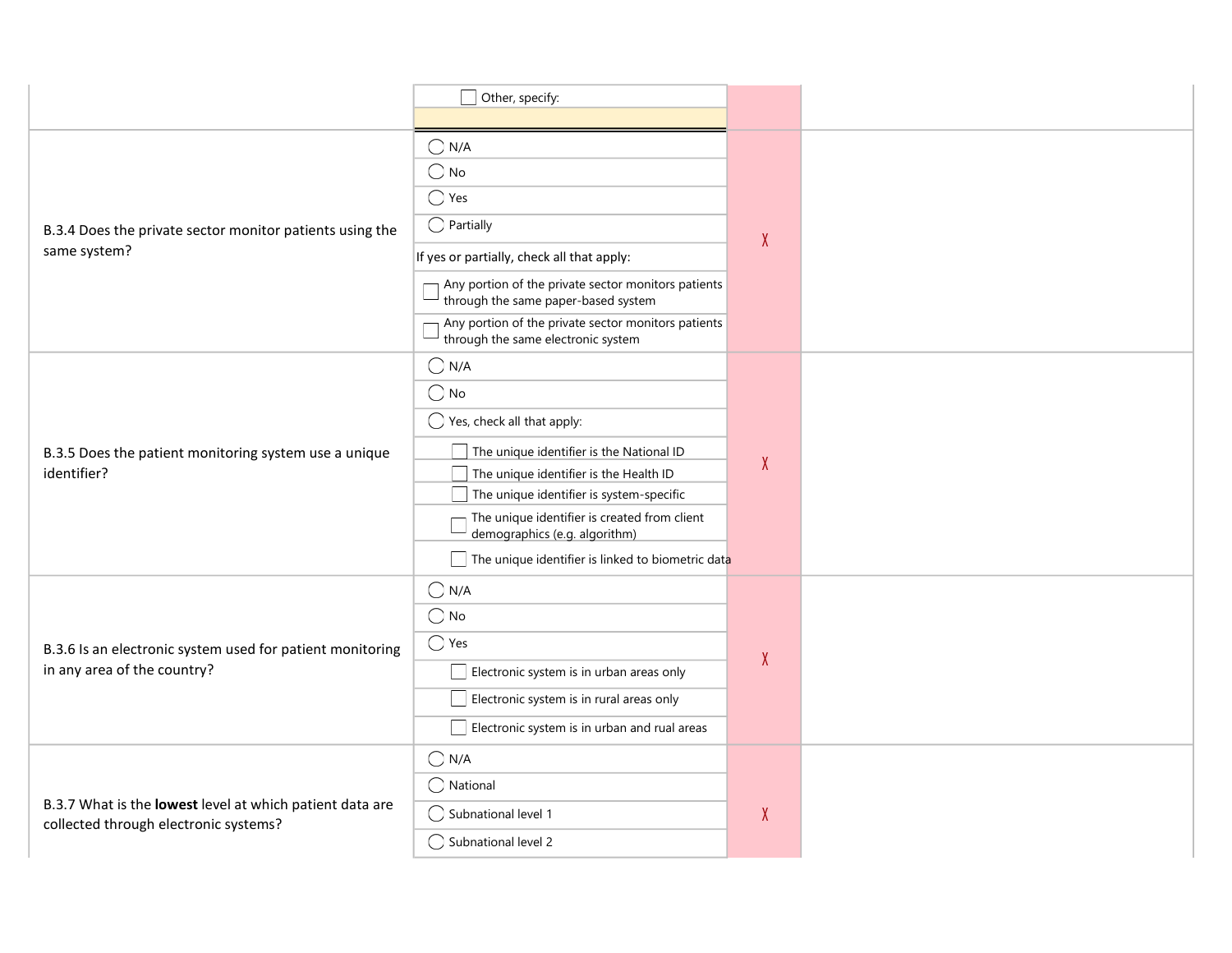| Question | Response | | |
|---|---|---|---|
| | ☐ Other, specify: | | |
| B.3.4 Does the private sector monitor patients using the same system? | ◯ N/A<br>◯ No<br>◯ Yes<br>◯ Partially<br>If yes or partially, check all that apply:<br>☐ Any portion of the private sector monitors patients through the same paper-based system<br>☐ Any portion of the private sector monitors patients through the same electronic system | X | |
| B.3.5 Does the patient monitoring system use a unique identifier? | ◯ N/A<br>◯ No<br>◯ Yes, check all that apply:<br>☐ The unique identifier is the National ID<br>☐ The unique identifier is the Health ID<br>☐ The unique identifier is system-specific<br>☐ The unique identifier is created from client demographics (e.g. algorithm)<br>☐ The unique identifier is linked to biometric data | X | |
| B.3.6 Is an electronic system used for patient monitoring in any area of the country? | ◯ N/A<br>◯ No<br>◯ Yes<br>☐ Electronic system is in urban areas only<br>☐ Electronic system is in rural areas only<br>☐ Electronic system is in urban and rual areas | X | |
| B.3.7 What is the **lowest** level at which patient data are collected through electronic systems? | ◯ N/A<br>◯ National<br>◯ Subnational level 1<br>◯ Subnational level 2 | X | |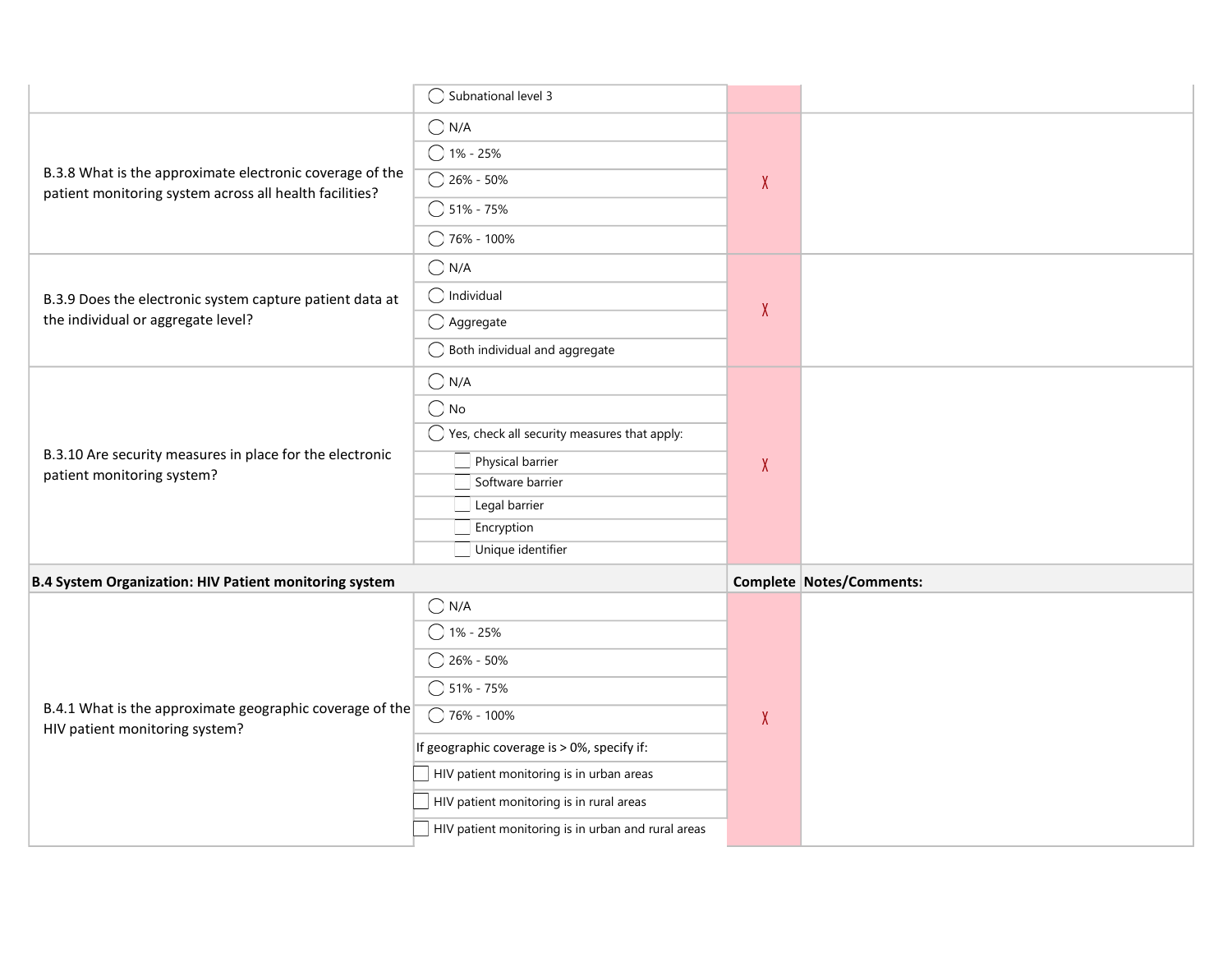| | | | |
|---|---|---|---|
| | ◯ Subnational level 3 | | |
| B.3.8 What is the approximate electronic coverage of the patient monitoring system across all health facilities? | ◯ N/A<br>◯ 1% - 25%<br>◯ 26% - 50%<br>◯ 51% - 75%<br>◯ 76% - 100% | X | |
| B.3.9 Does the electronic system capture patient data at the individual or aggregate level? | ◯ N/A<br>◯ Individual<br>◯ Aggregate<br>◯ Both individual and aggregate | X | |
| B.3.10 Are security measures in place for the electronic patient monitoring system? | ◯ N/A<br>◯ No<br>◯ Yes, check all security measures that apply:<br>☐ Physical barrier<br>☐ Software barrier<br>☐ Legal barrier<br>☐ Encryption<br>☐ Unique identifier | X | |
| **B.4 System Organization: HIV Patient monitoring system** | | **Complete** | **Notes/Comments:** |
| B.4.1 What is the approximate geographic coverage of the HIV patient monitoring system? | ◯ N/A<br>◯ 1% - 25%<br>◯ 26% - 50%<br>◯ 51% - 75%<br>◯ 76% - 100%<br>If geographic coverage is > 0%, specify if:<br>☐ HIV patient monitoring is in urban areas<br>☐ HIV patient monitoring is in rural areas<br>☐ HIV patient monitoring is in urban and rural areas | X | |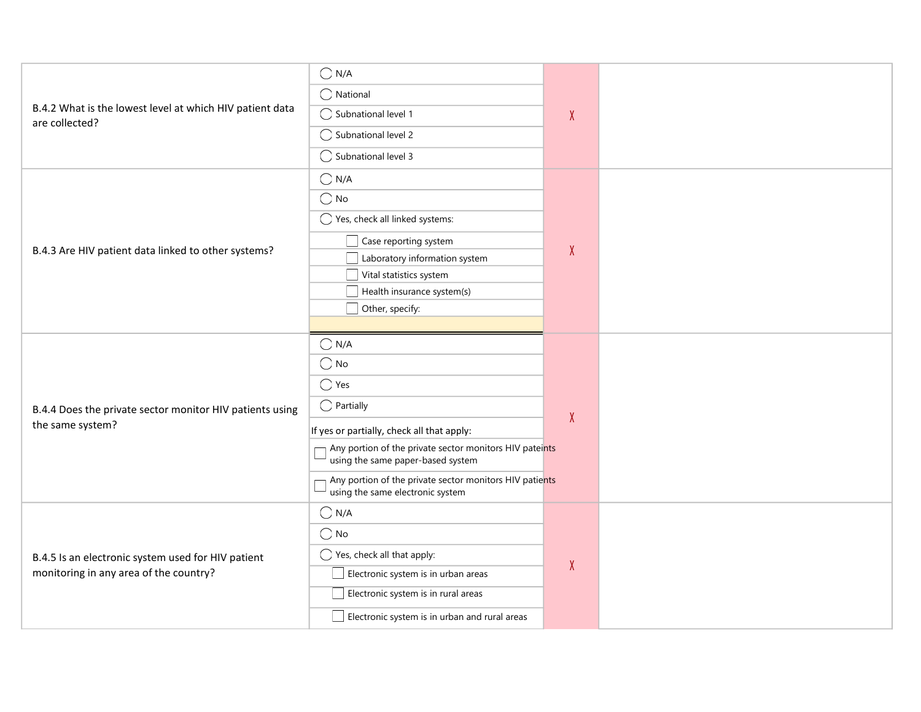| Question | Response options | | |
|---|---|---|---|
| B.4.2 What is the lowest level at which HIV patient data are collected? | ◯ N/A<br>◯ National<br>◯ Subnational level 1<br>◯ Subnational level 2<br>◯ Subnational level 3 | X | |
| B.4.3 Are HIV patient data linked to other systems? | ◯ N/A<br>◯ No<br>◯ Yes, check all linked systems:<br>☐ Case reporting system<br>☐ Laboratory information system<br>☐ Vital statistics system<br>☐ Health insurance system(s)<br>☐ Other, specify: | X | |
| B.4.4 Does the private sector monitor HIV patients using the same system? | ◯ N/A<br>◯ No<br>◯ Yes<br>◯ Partially<br>If yes or partially, check all that apply:<br>☐ Any portion of the private sector monitors HIV pateints using the same paper-based system<br>☐ Any portion of the private sector monitors HIV patients using the same electronic system | X | |
| B.4.5 Is an electronic system used for HIV patient monitoring in any area of the country? | ◯ N/A<br>◯ No<br>◯ Yes, check all that apply:<br>☐ Electronic system is in urban areas<br>☐ Electronic system is in rural areas<br>☐ Electronic system is in urban and rural areas | X | |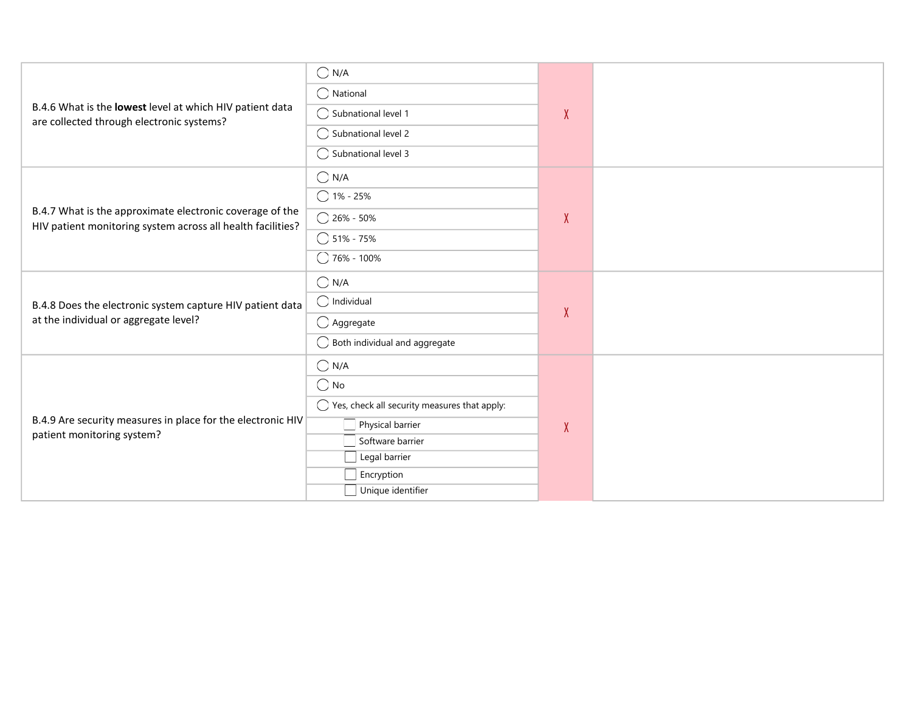| | | | |
|---|---|---|---|
| B.4.6 What is the **lowest** level at which HIV patient data are collected through electronic systems? | ◯ N/A<br>◯ National<br>◯ Subnational level 1<br>◯ Subnational level 2<br>◯ Subnational level 3 | X | |
| B.4.7 What is the approximate electronic coverage of the HIV patient monitoring system across all health facilities? | ◯ N/A<br>◯ 1% - 25%<br>◯ 26% - 50%<br>◯ 51% - 75%<br>◯ 76% - 100% | X | |
| B.4.8 Does the electronic system capture HIV patient data at the individual or aggregate level? | ◯ N/A<br>◯ Individual<br>◯ Aggregate<br>◯ Both individual and aggregate | X | |
| B.4.9 Are security measures in place for the electronic HIV patient monitoring system? | ◯ N/A<br>◯ No<br>◯ Yes, check all security measures that apply:<br>☐ Physical barrier<br>☐ Software barrier<br>☐ Legal barrier<br>☐ Encryption<br>☐ Unique identifier | X | |